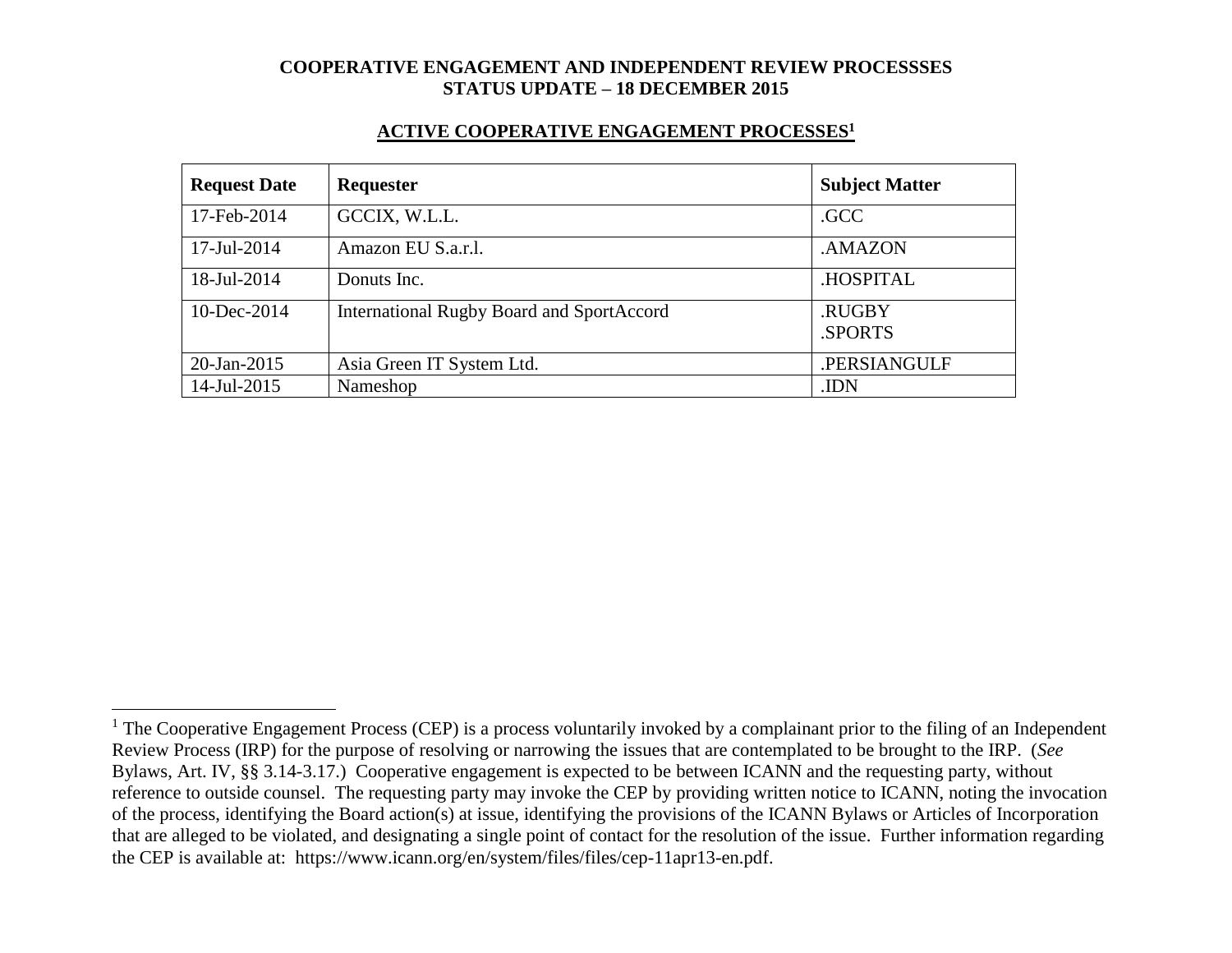**COOPERATIVE ENGAGEMENT AND INDEPENDENT REVIEW PROCESSSES**
**STATUS UPDATE – 18 DECEMBER 2015**

## ACTIVE COOPERATIVE ENGAGEMENT PROCESSES[1]

| Request Date | Requester | Subject Matter |
|---|---|---|
| 17-Feb-2014 | GCCIX, W.L.L. | .GCC |
| 17-Jul-2014 | Amazon EU S.a.r.l. | .AMAZON |
| 18-Jul-2014 | Donuts Inc. | .HOSPITAL |
| 10-Dec-2014 | International Rugby Board and SportAccord | .RUGBY<br>.SPORTS |
| 20-Jan-2015 | Asia Green IT System Ltd. | .PERSIANGULF |
| 14-Jul-2015 | Nameshop | .IDN |

---

[1] The Cooperative Engagement Process (CEP) is a process voluntarily invoked by a complainant prior to the filing of an Independent Review Process (IRP) for the purpose of resolving or narrowing the issues that are contemplated to be brought to the IRP. (*See* Bylaws, Art. IV, §§ 3.14-3.17.) Cooperative engagement is expected to be between ICANN and the requesting party, without reference to outside counsel. The requesting party may invoke the CEP by providing written notice to ICANN, noting the invocation of the process, identifying the Board action(s) at issue, identifying the provisions of the ICANN Bylaws or Articles of Incorporation that are alleged to be violated, and designating a single point of contact for the resolution of the issue. Further information regarding the CEP is available at: https://www.icann.org/en/system/files/files/cep-11apr13-en.pdf.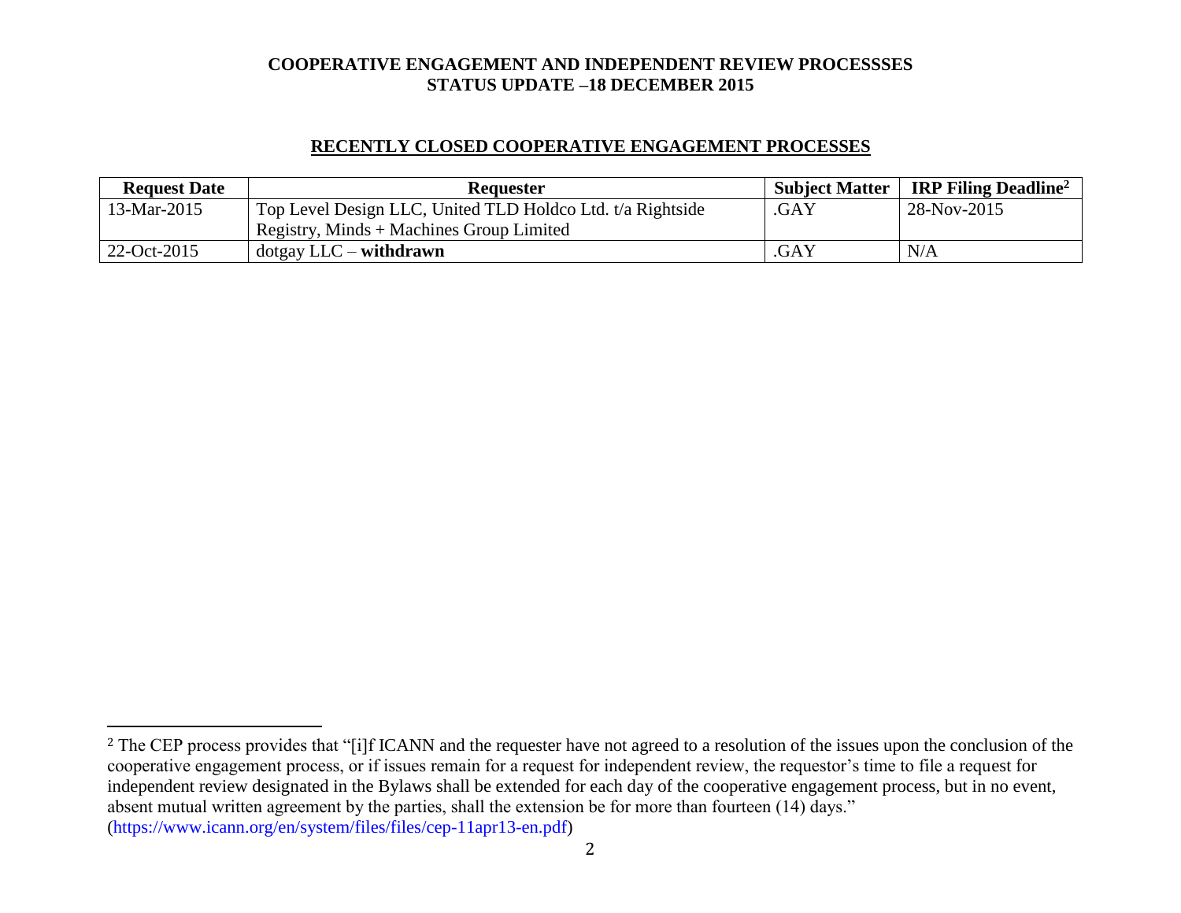# COOPERATIVE ENGAGEMENT AND INDEPENDENT REVIEW PROCESSSES
## STATUS UPDATE –18 DECEMBER 2015

### RECENTLY CLOSED COOPERATIVE ENGAGEMENT PROCESSES

| Request Date | Requester | Subject Matter | IRP Filing Deadline[2] |
|---|---|---|---|
| 13-Mar-2015 | Top Level Design LLC, United TLD Holdco Ltd. t/a Rightside Registry, Minds + Machines Group Limited | .GAY | 28-Nov-2015 |
| 22-Oct-2015 | dotgay LLC – **withdrawn** | .GAY | N/A |

---

[2] The CEP process provides that "[i]f ICANN and the requester have not agreed to a resolution of the issues upon the conclusion of the cooperative engagement process, or if issues remain for a request for independent review, the requestor's time to file a request for independent review designated in the Bylaws shall be extended for each day of the cooperative engagement process, but in no event, absent mutual written agreement by the parties, shall the extension be for more than fourteen (14) days." (https://www.icann.org/en/system/files/files/cep-11apr13-en.pdf)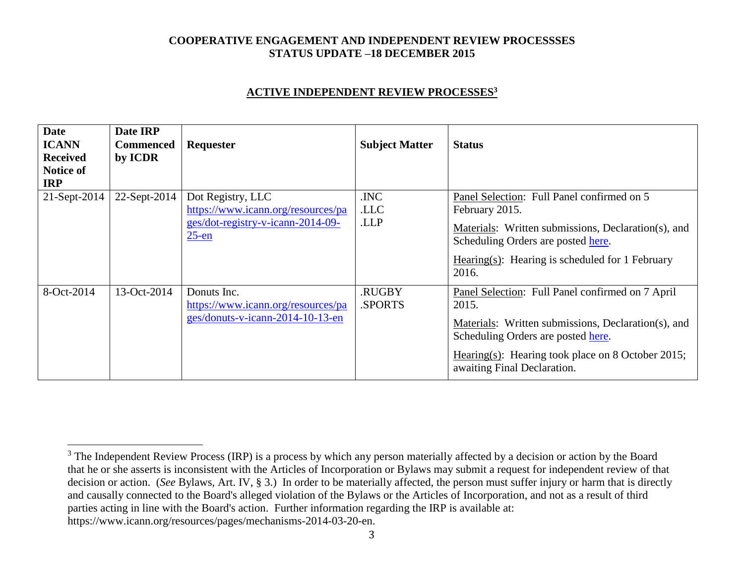**COOPERATIVE ENGAGEMENT AND INDEPENDENT REVIEW PROCESSSES**
**STATUS UPDATE –18 DECEMBER 2015**

## ACTIVE INDEPENDENT REVIEW PROCESSES[3]

| Date ICANN Received Notice of IRP | Date IRP Commenced by ICDR | Requester | Subject Matter | Status |
|---|---|---|---|---|
| 21-Sept-2014 | 22-Sept-2014 | Dot Registry, LLC https://www.icann.org/resources/pages/dot-registry-v-icann-2014-09-25-en | .INC .LLC .LLP | Panel Selection: Full Panel confirmed on 5 February 2015. Materials: Written submissions, Declaration(s), and Scheduling Orders are posted here. Hearing(s): Hearing is scheduled for 1 February 2016. |
| 8-Oct-2014 | 13-Oct-2014 | Donuts Inc. https://www.icann.org/resources/pages/donuts-v-icann-2014-10-13-en | .RUGBY .SPORTS | Panel Selection: Full Panel confirmed on 7 April 2015. Materials: Written submissions, Declaration(s), and Scheduling Orders are posted here. Hearing(s): Hearing took place on 8 October 2015; awaiting Final Declaration. |

[3] The Independent Review Process (IRP) is a process by which any person materially affected by a decision or action by the Board that he or she asserts is inconsistent with the Articles of Incorporation or Bylaws may submit a request for independent review of that decision or action. (*See* Bylaws, Art. IV, § 3.) In order to be materially affected, the person must suffer injury or harm that is directly and causally connected to the Board's alleged violation of the Bylaws or the Articles of Incorporation, and not as a result of third parties acting in line with the Board's action. Further information regarding the IRP is available at: https://www.icann.org/resources/pages/mechanisms-2014-03-20-en.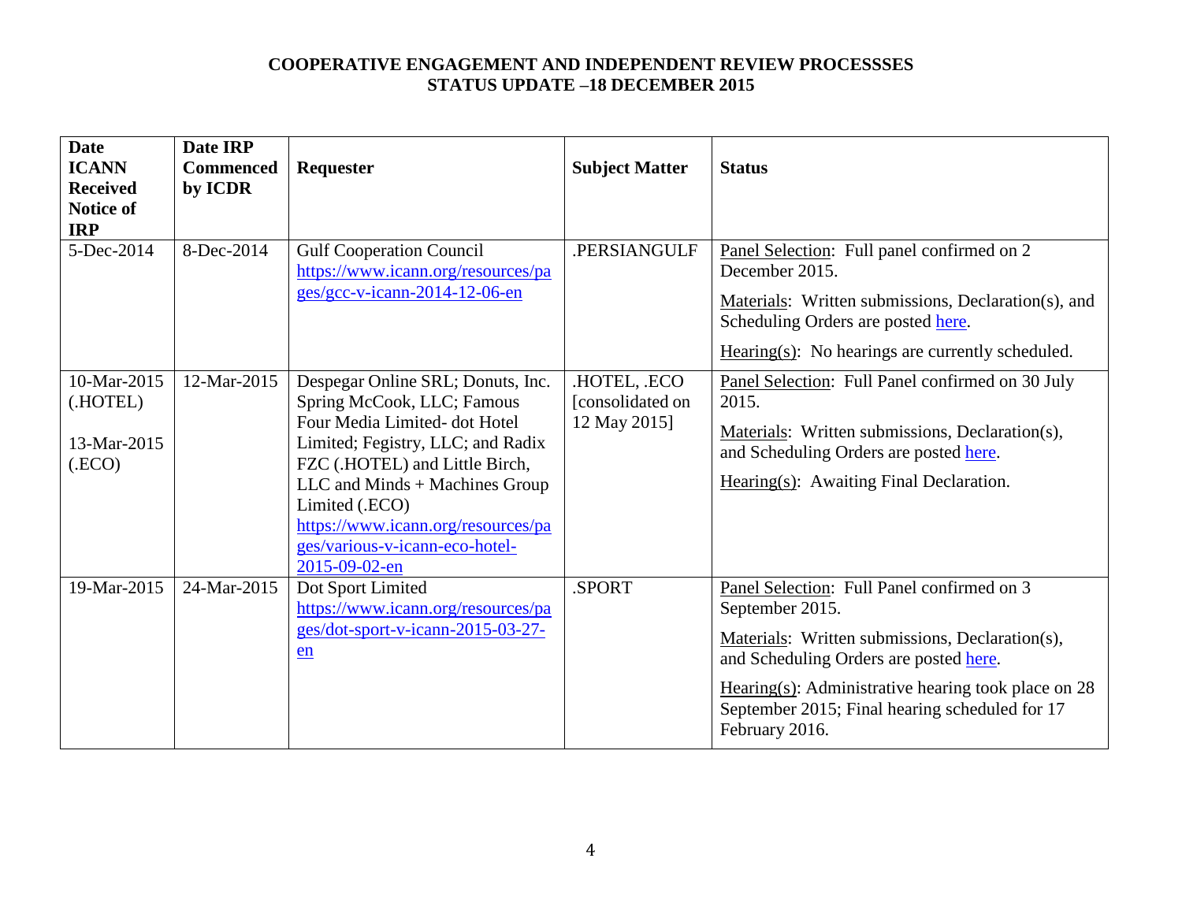**COOPERATIVE ENGAGEMENT AND INDEPENDENT REVIEW PROCESSSES**
**STATUS UPDATE –18 DECEMBER 2015**

| Date ICANN Received Notice of IRP | Date IRP Commenced by ICDR | Requester | Subject Matter | Status |
|---|---|---|---|---|
| 5-Dec-2014 | 8-Dec-2014 | Gulf Cooperation Council https://www.icann.org/resources/pages/gcc-v-icann-2014-12-06-en | .PERSIANGULF | Panel Selection: Full panel confirmed on 2 December 2015. Materials: Written submissions, Declaration(s), and Scheduling Orders are posted here. Hearing(s): No hearings are currently scheduled. |
| 10-Mar-2015 (.HOTEL) 13-Mar-2015 (.ECO) | 12-Mar-2015 | Despegar Online SRL; Donuts, Inc. Spring McCook, LLC; Famous Four Media Limited- dot Hotel Limited; Fegistry, LLC; and Radix FZC (.HOTEL) and Little Birch, LLC and Minds + Machines Group Limited (.ECO) https://www.icann.org/resources/pages/various-v-icann-eco-hotel-2015-09-02-en | .HOTEL, .ECO [consolidated on 12 May 2015] | Panel Selection: Full Panel confirmed on 30 July 2015. Materials: Written submissions, Declaration(s), and Scheduling Orders are posted here. Hearing(s): Awaiting Final Declaration. |
| 19-Mar-2015 | 24-Mar-2015 | Dot Sport Limited https://www.icann.org/resources/pages/dot-sport-v-icann-2015-03-27-en | .SPORT | Panel Selection: Full Panel confirmed on 3 September 2015. Materials: Written submissions, Declaration(s), and Scheduling Orders are posted here. Hearing(s): Administrative hearing took place on 28 September 2015; Final hearing scheduled for 17 February 2016. |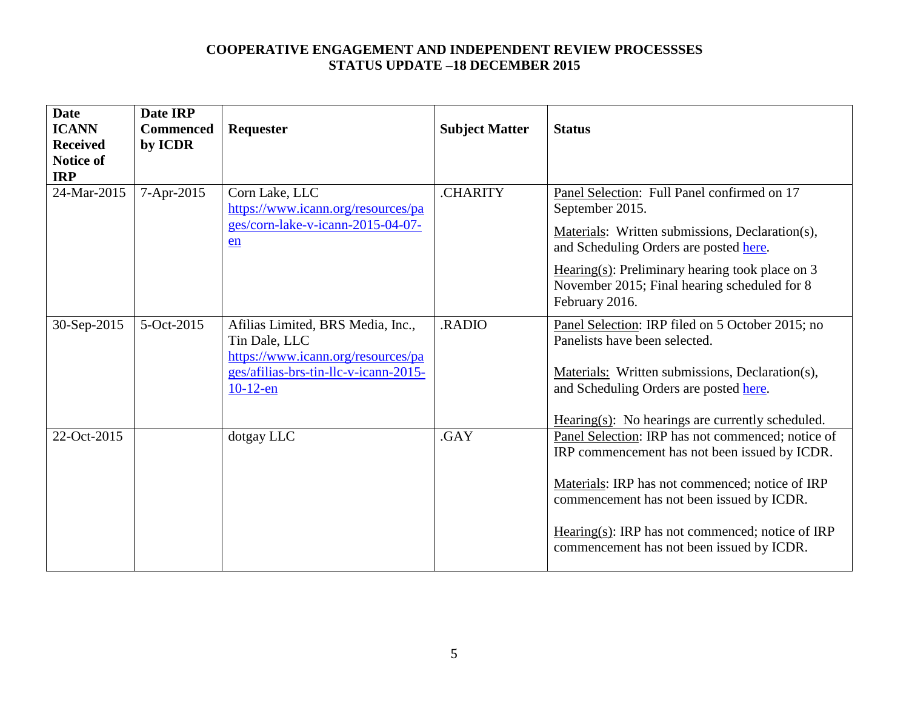**COOPERATIVE ENGAGEMENT AND INDEPENDENT REVIEW PROCESSSES**
**STATUS UPDATE –18 DECEMBER 2015**

| Date ICANN Received Notice of IRP | Date IRP Commenced by ICDR | Requester | Subject Matter | Status |
|---|---|---|---|---|
| 24-Mar-2015 | 7-Apr-2015 | Corn Lake, LLC https://www.icann.org/resources/pages/corn-lake-v-icann-2015-04-07-en | .CHARITY | Panel Selection: Full Panel confirmed on 17 September 2015.<br><br>Materials: Written submissions, Declaration(s), and Scheduling Orders are posted here.<br><br>Hearing(s): Preliminary hearing took place on 3 November 2015; Final hearing scheduled for 8 February 2016. |
| 30-Sep-2015 | 5-Oct-2015 | Afilias Limited, BRS Media, Inc., Tin Dale, LLC https://www.icann.org/resources/pages/afilias-brs-tin-llc-v-icann-2015-10-12-en | .RADIO | Panel Selection: IRP filed on 5 October 2015; no Panelists have been selected.<br><br>Materials: Written submissions, Declaration(s), and Scheduling Orders are posted here.<br><br>Hearing(s): No hearings are currently scheduled. |
| 22-Oct-2015 | | dotgay LLC | .GAY | Panel Selection: IRP has not commenced; notice of IRP commencement has not been issued by ICDR.<br><br>Materials: IRP has not commenced; notice of IRP commencement has not been issued by ICDR.<br><br>Hearing(s): IRP has not commenced; notice of IRP commencement has not been issued by ICDR. |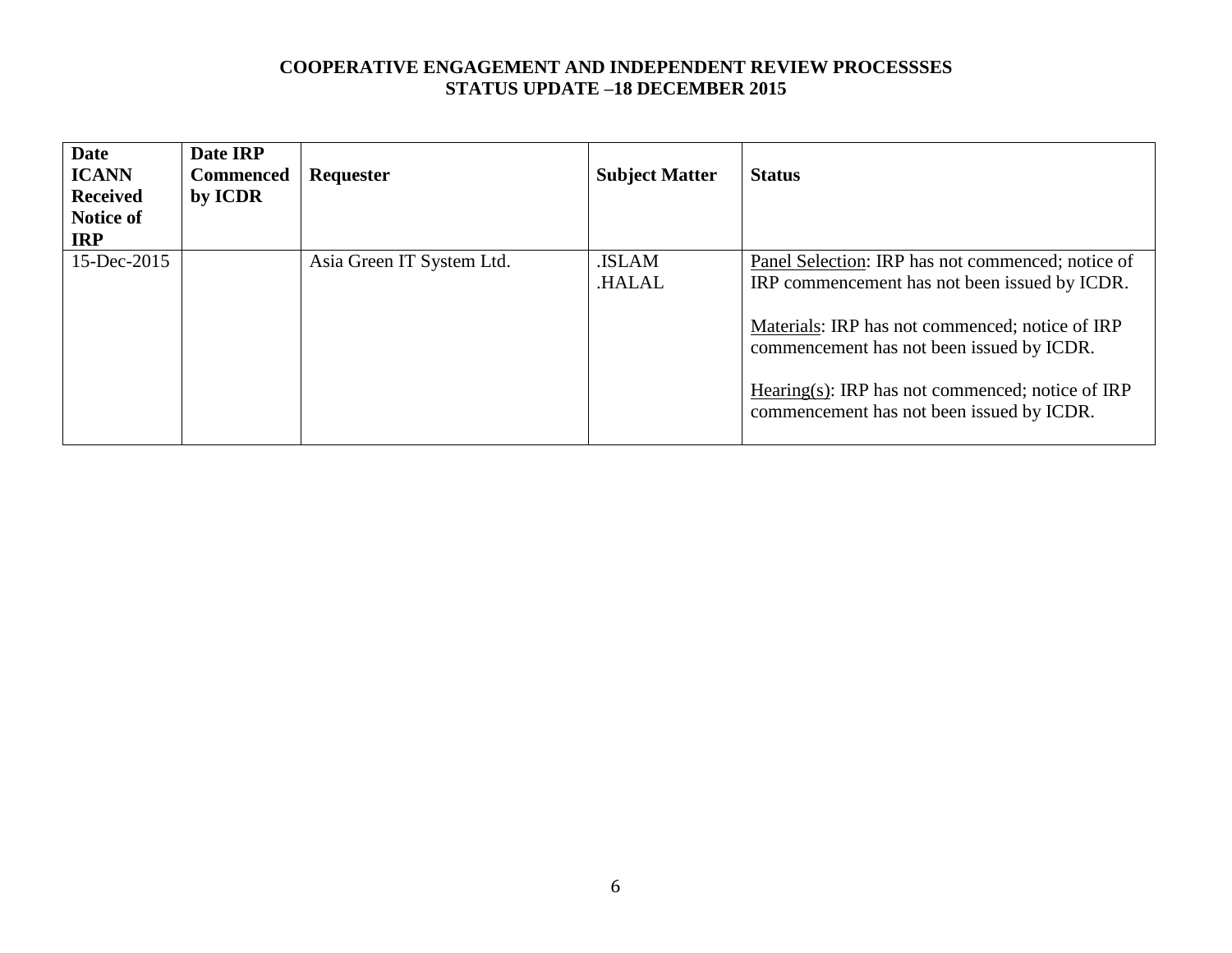**COOPERATIVE ENGAGEMENT AND INDEPENDENT REVIEW PROCESSSES**
**STATUS UPDATE –18 DECEMBER 2015**

| Date ICANN Received Notice of IRP | Date IRP Commenced by ICDR | Requester | Subject Matter | Status |
|---|---|---|---|---|
| 15-Dec-2015 | | Asia Green IT System Ltd. | .ISLAM<br>.HALAL | Panel Selection: IRP has not commenced; notice of IRP commencement has not been issued by ICDR.<br><br>Materials: IRP has not commenced; notice of IRP commencement has not been issued by ICDR.<br><br>Hearing(s): IRP has not commenced; notice of IRP commencement has not been issued by ICDR. |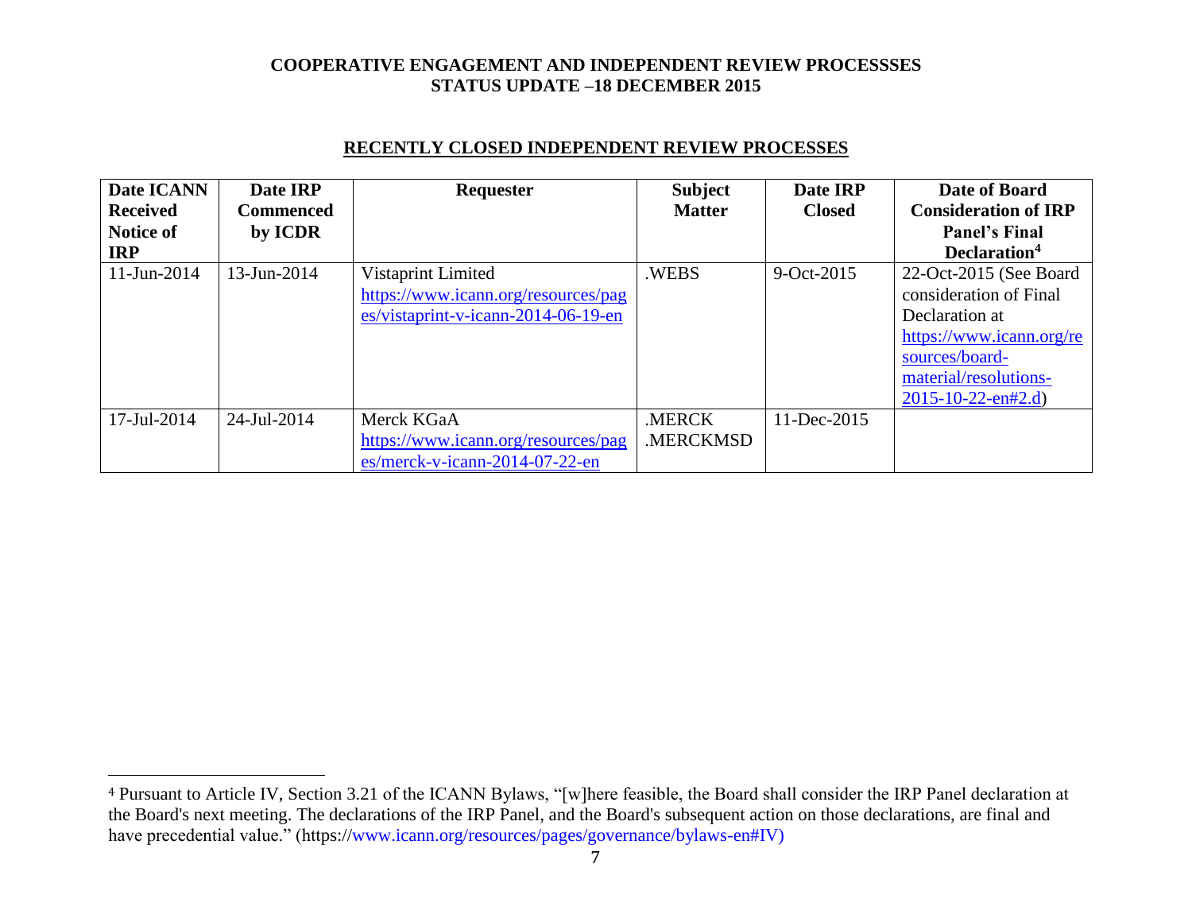**COOPERATIVE ENGAGEMENT AND INDEPENDENT REVIEW PROCESSSES**
**STATUS UPDATE –18 DECEMBER 2015**

## RECENTLY CLOSED INDEPENDENT REVIEW PROCESSES

| Date ICANN Received Notice of IRP | Date IRP Commenced by ICDR | Requester | Subject Matter | Date IRP Closed | Date of Board Consideration of IRP Panel's Final Declaration[4] |
|---|---|---|---|---|---|
| 11-Jun-2014 | 13-Jun-2014 | Vistaprint Limited https://www.icann.org/resources/pages/vistaprint-v-icann-2014-06-19-en | .WEBS | 9-Oct-2015 | 22-Oct-2015 (See Board consideration of Final Declaration at https://www.icann.org/resources/board-material/resolutions-2015-10-22-en#2.d) |
| 17-Jul-2014 | 24-Jul-2014 | Merck KGaA https://www.icann.org/resources/pages/merck-v-icann-2014-07-22-en | .MERCK .MERCKMSD | 11-Dec-2015 | |

[4] Pursuant to Article IV, Section 3.21 of the ICANN Bylaws, "[w]here feasible, the Board shall consider the IRP Panel declaration at the Board's next meeting. The declarations of the IRP Panel, and the Board's subsequent action on those declarations, are final and have precedential value." (https://www.icann.org/resources/pages/governance/bylaws-en#IV)